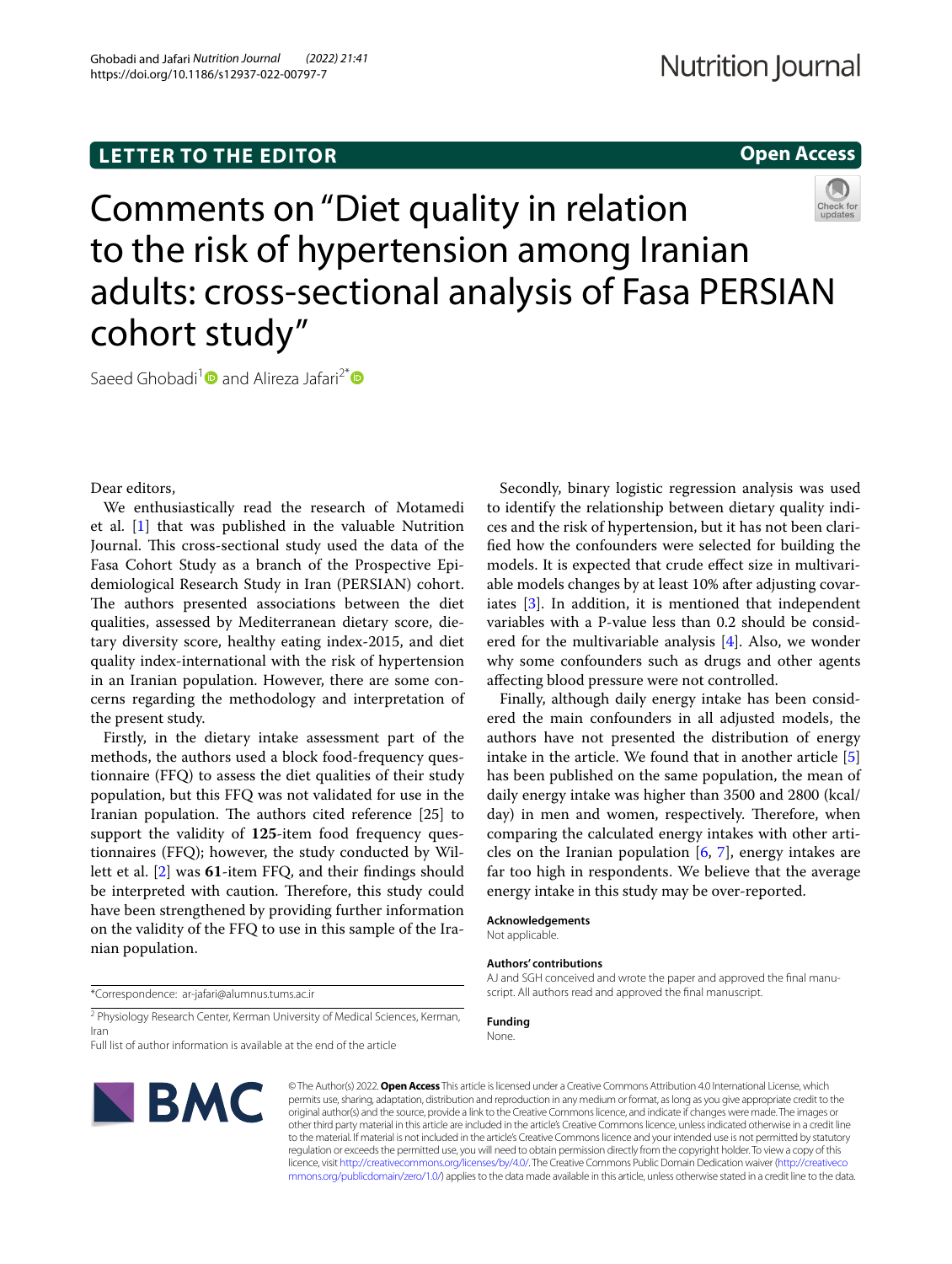LETTER TO THE EDITOR

Open Access

# Comments on "Diet quality in relation to the risk of hypertension among Iranian adults: cross-sectional analysis of Fasa PERSIAN cohort study"

Saeed Ghobadi[1] and Alireza Jafari[2*]

Dear editors,

We enthusiastically read the research of Motamedi et al. [1] that was published in the valuable Nutrition Journal. This cross-sectional study used the data of the Fasa Cohort Study as a branch of the Prospective Epidemiological Research Study in Iran (PERSIAN) cohort. The authors presented associations between the diet qualities, assessed by Mediterranean dietary score, dietary diversity score, healthy eating index-2015, and diet quality index-international with the risk of hypertension in an Iranian population. However, there are some concerns regarding the methodology and interpretation of the present study.

Firstly, in the dietary intake assessment part of the methods, the authors used a block food-frequency questionnaire (FFQ) to assess the diet qualities of their study population, but this FFQ was not validated for use in the Iranian population. The authors cited reference [25] to support the validity of **125**-item food frequency questionnaires (FFQ); however, the study conducted by Willett et al. [2] was **61**-item FFQ, and their findings should be interpreted with caution. Therefore, this study could have been strengthened by providing further information on the validity of the FFQ to use in this sample of the Iranian population.

Secondly, binary logistic regression analysis was used to identify the relationship between dietary quality indices and the risk of hypertension, but it has not been clarified how the confounders were selected for building the models. It is expected that crude effect size in multivariable models changes by at least 10% after adjusting covariates [3]. In addition, it is mentioned that independent variables with a P-value less than 0.2 should be considered for the multivariable analysis [4]. Also, we wonder why some confounders such as drugs and other agents affecting blood pressure were not controlled.

Finally, although daily energy intake has been considered the main confounders in all adjusted models, the authors have not presented the distribution of energy intake in the article. We found that in another article [5] has been published on the same population, the mean of daily energy intake was higher than 3500 and 2800 (kcal/day) in men and women, respectively. Therefore, when comparing the calculated energy intakes with other articles on the Iranian population [6, 7], energy intakes are far too high in respondents. We believe that the average energy intake in this study may be over-reported.

**Acknowledgements**

Not applicable.

**Authors' contributions**

AJ and SGH conceived and wrote the paper and approved the final manuscript. All authors read and approved the final manuscript.

**Funding**

None.

*Correspondence: ar-jafari@alumnus.tums.ac.ir

[2] Physiology Research Center, Kerman University of Medical Sciences, Kerman, Iran

Full list of author information is available at the end of the article

© The Author(s) 2022. **Open Access** This article is licensed under a Creative Commons Attribution 4.0 International License, which permits use, sharing, adaptation, distribution and reproduction in any medium or format, as long as you give appropriate credit to the original author(s) and the source, provide a link to the Creative Commons licence, and indicate if changes were made. The images or other third party material in this article are included in the article's Creative Commons licence, unless indicated otherwise in a credit line to the material. If material is not included in the article's Creative Commons licence and your intended use is not permitted by statutory regulation or exceeds the permitted use, you will need to obtain permission directly from the copyright holder. To view a copy of this licence, visit http://creativecommons.org/licenses/by/4.0/. The Creative Commons Public Domain Dedication waiver (http://creativecommons.org/publicdomain/zero/1.0/) applies to the data made available in this article, unless otherwise stated in a credit line to the data.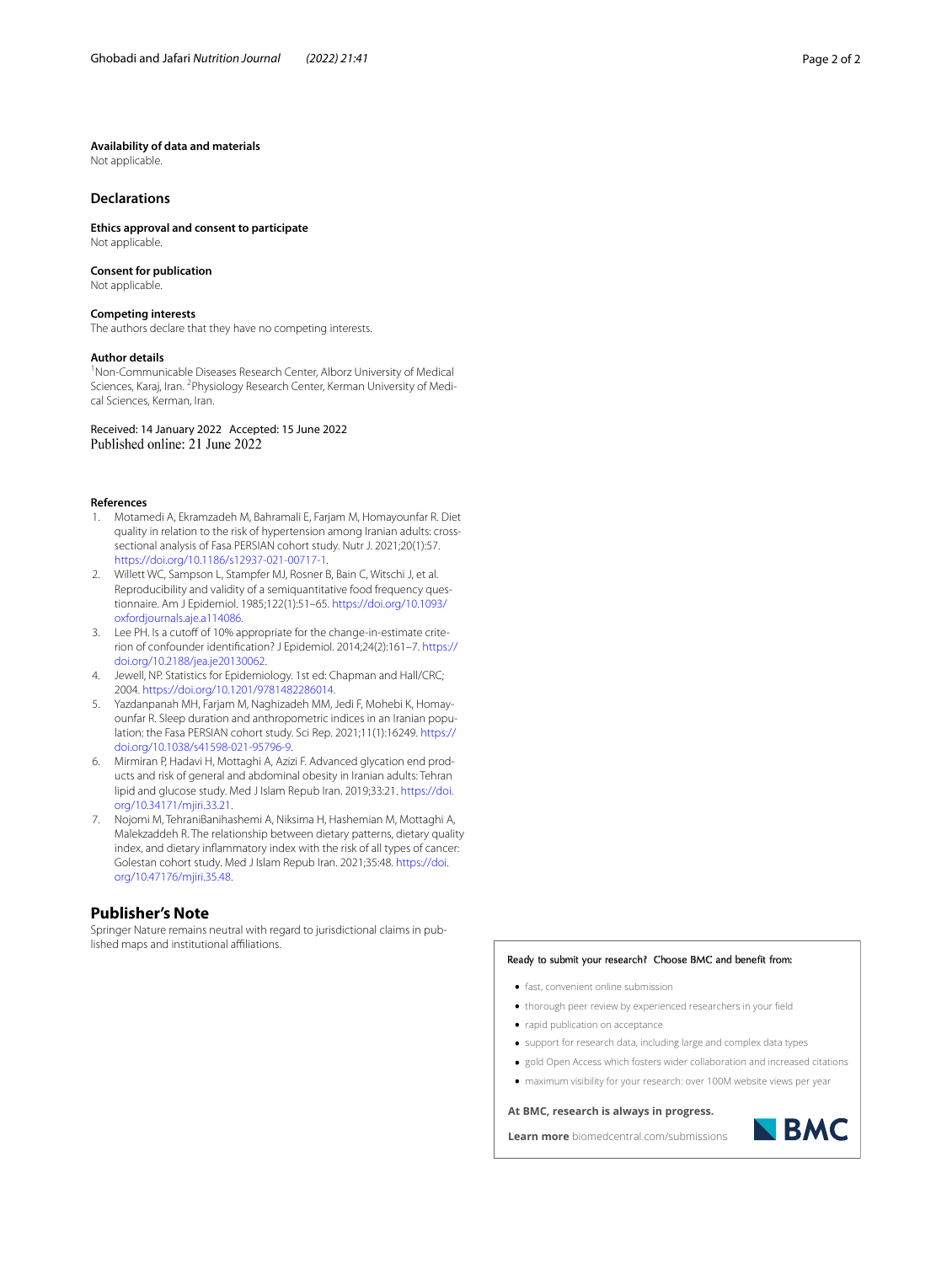#### Availability of data and materials
Not applicable.

## Declarations

#### Ethics approval and consent to participate
Not applicable.

#### Consent for publication
Not applicable.

#### Competing interests
The authors declare that they have no competing interests.

#### Author details
[1]Non-Communicable Diseases Research Center, Alborz University of Medical Sciences, Karaj, Iran. [2]Physiology Research Center, Kerman University of Medical Sciences, Kerman, Iran.

Received: 14 January 2022 Accepted: 15 June 2022
Published online: 21 June 2022

#### References

1. Motamedi A, Ekramzadeh M, Bahramali E, Farjam M, Homayounfar R. Diet quality in relation to the risk of hypertension among Iranian adults: cross-sectional analysis of Fasa PERSIAN cohort study. Nutr J. 2021;20(1):57. https://doi.org/10.1186/s12937-021-00717-1.
2. Willett WC, Sampson L, Stampfer MJ, Rosner B, Bain C, Witschi J, et al. Reproducibility and validity of a semiquantitative food frequency questionnaire. Am J Epidemiol. 1985;122(1):51–65. https://doi.org/10.1093/oxfordjournals.aje.a114086.
3. Lee PH. Is a cutoff of 10% appropriate for the change-in-estimate criterion of confounder identification? J Epidemiol. 2014;24(2):161–7. https://doi.org/10.2188/jea.je20130062.
4. Jewell, NP. Statistics for Epidemiology. 1st ed: Chapman and Hall/CRC; 2004. https://doi.org/10.1201/9781482286014.
5. Yazdanpanah MH, Farjam M, Naghizadeh MM, Jedi F, Mohebi K, Homayounfar R. Sleep duration and anthropometric indices in an Iranian population: the Fasa PERSIAN cohort study. Sci Rep. 2021;11(1):16249. https://doi.org/10.1038/s41598-021-95796-9.
6. Mirmiran P, Hadavi H, Mottaghi A, Azizi F. Advanced glycation end products and risk of general and abdominal obesity in Iranian adults: Tehran lipid and glucose study. Med J Islam Repub Iran. 2019;33:21. https://doi.org/10.34171/mjiri.33.21.
7. Nojomi M, TehraniBanihashemi A, Niksima H, Hashemian M, Mottaghi A, Malekzaddeh R. The relationship between dietary patterns, dietary quality index, and dietary inflammatory index with the risk of all types of cancer: Golestan cohort study. Med J Islam Repub Iran. 2021;35:48. https://doi.org/10.47176/mjiri.35.48.

## Publisher's Note
Springer Nature remains neutral with regard to jurisdictional claims in published maps and institutional affiliations.

Ready to submit your research? Choose BMC and benefit from:

- fast, convenient online submission
- thorough peer review by experienced researchers in your field
- rapid publication on acceptance
- support for research data, including large and complex data types
- gold Open Access which fosters wider collaboration and increased citations
- maximum visibility for your research: over 100M website views per year

**At BMC, research is always in progress.**

**Learn more** biomedcentral.com/submissions

BMC